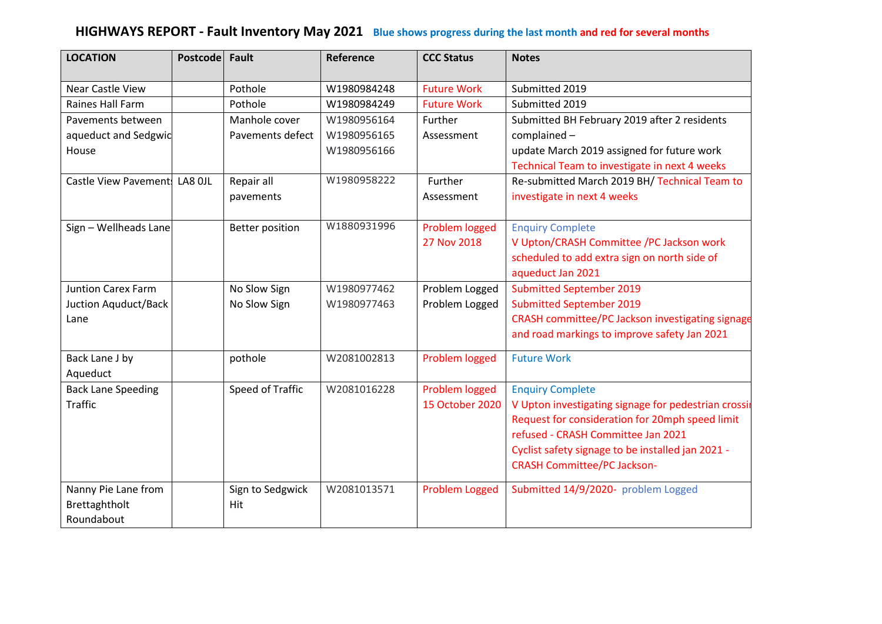# HIGHWAYS REPORT - Fault Inventory May 2021

Blue shows progress during the last month and red for several months

| LOCATION | Postcode | Fault | Reference | CCC Status | Notes |
|---|---|---|---|---|---|
| Near Castle View | | Pothole | W1980984248 | Future Work | Submitted 2019 |
| Raines Hall Farm | | Pothole | W1980984249 | Future Work | Submitted 2019 |
| Pavements between aqueduct and Sedgwic House | | Manhole cover<br>Pavements defect | W1980956164<br>W1980956165<br>W1980956166 | Further Assessment | Submitted BH February 2019 after 2 residents complained –<br>update March 2019 assigned for future work<br>Technical Team to investigate in next 4 weeks |
| Castle View Pavement | LA8 0JL | Repair all pavements | W1980958222 | Further Assessment | Re-submitted March 2019 BH/ Technical Team to investigate in next 4 weeks |
| Sign – Wellheads Lane | | Better position | W1880931996 | Problem logged 27 Nov 2018 | Enquiry Complete<br>V Upton/CRASH Committee /PC Jackson work scheduled to add extra sign on north side of aqueduct Jan 2021 |
| Juntion Carex Farm<br>Juction Aquduct/Back Lane | | No Slow Sign<br>No Slow Sign | W1980977462<br>W1980977463 | Problem Logged<br>Problem Logged | Submitted September 2019<br>Submitted September 2019<br>CRASH committee/PC Jackson investigating signage and road markings to improve safety Jan 2021 |
| Back Lane J by Aqueduct | | pothole | W2081002813 | Problem logged | Future Work |
| Back Lane Speeding Traffic | | Speed of Traffic | W2081016228 | Problem logged 15 October 2020 | Enquiry Complete<br>V Upton investigating signage for pedestrian crossi<br>Request for consideration for 20mph speed limit refused - CRASH Committee Jan 2021<br>Cyclist safety signage to be installed jan 2021 - CRASH Committee/PC Jackson- |
| Nanny Pie Lane from Brettaghtholt Roundabout | | Sign to Sedgwick Hit | W2081013571 | Problem Logged | Submitted 14/9/2020- problem Logged |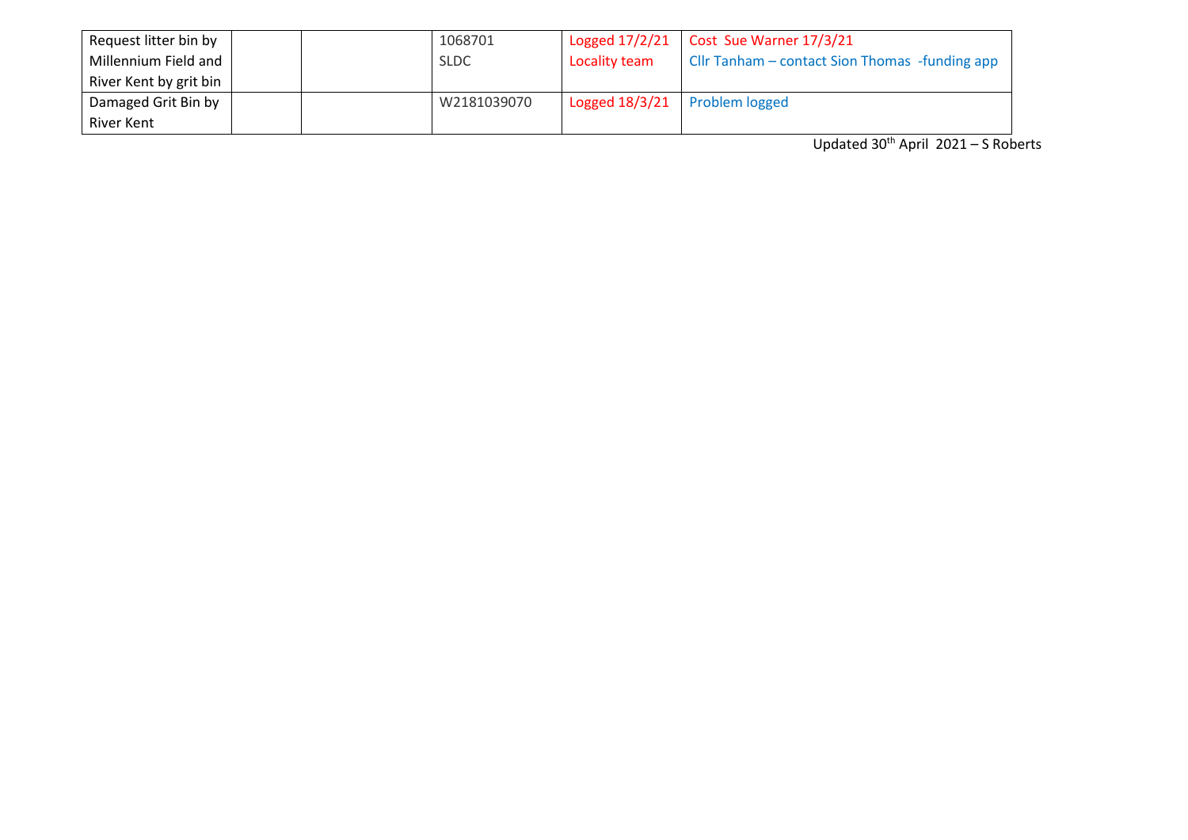| | | | | | |
|---|---|---|---|---|---|
| Request litter bin by Millennium Field and River Kent by grit bin | | | 1068701 SLDC | Logged 17/2/21 Locality team | Cost Sue Warner 17/3/21 Cllr Tanham – contact Sion Thomas -funding app |
| Damaged Grit Bin by River Kent | | | W2181039070 | Logged 18/3/21 | Problem logged |

Updated 30th April 2021 – S Roberts